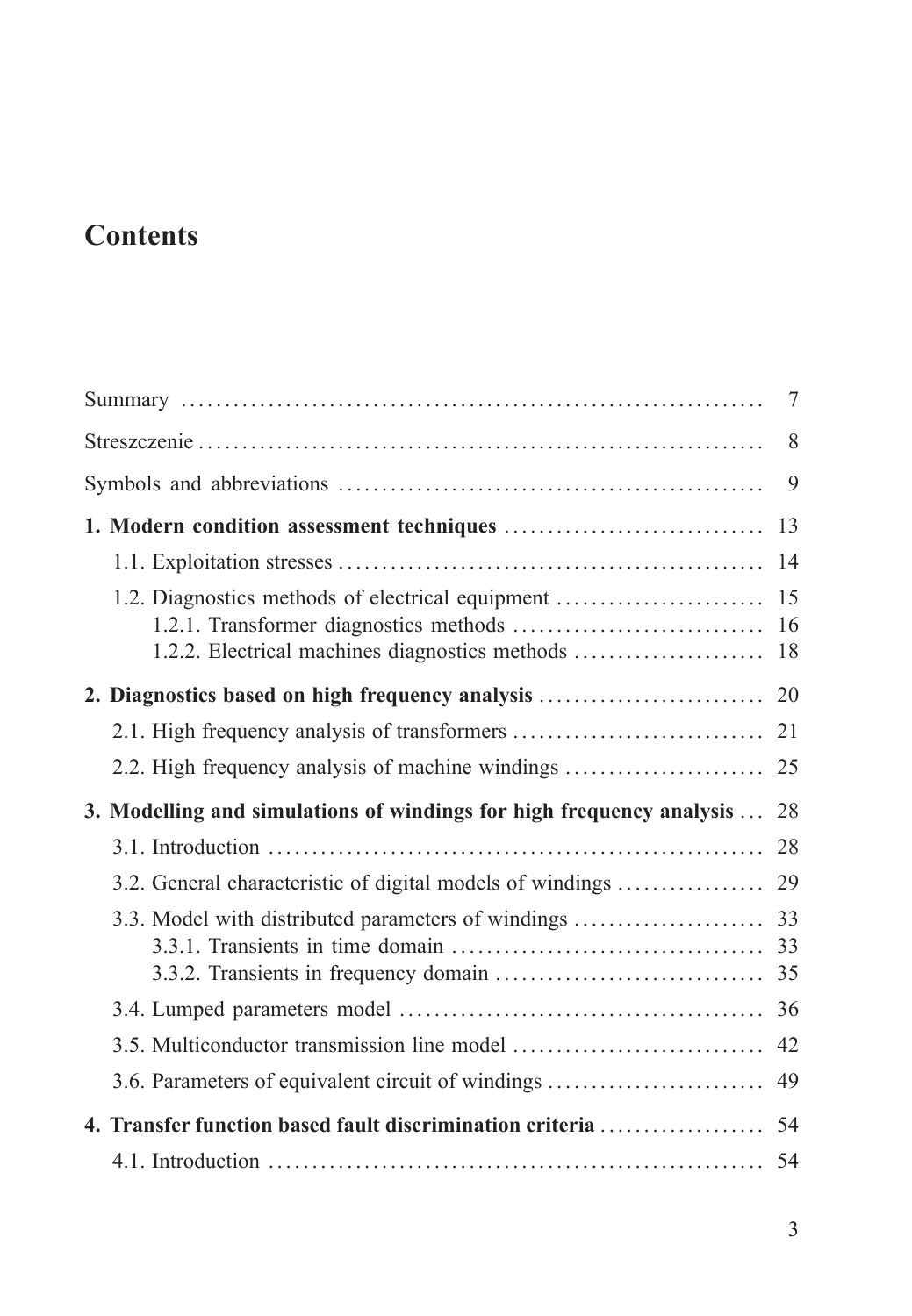# Contents

Summary ... 7

Streszczenie ... 8

Symbols and abbreviations ... 9

**1. Modern condition assessment techniques ... 13**

1.1. Exploitation stresses ... 14

1.2. Diagnostics methods of electrical equipment ... 15

1.2.1. Transformer diagnostics methods ... 16

1.2.2. Electrical machines diagnostics methods ... 18

**2. Diagnostics based on high frequency analysis ... 20**

2.1. High frequency analysis of transformers ... 21

2.2. High frequency analysis of machine windings ... 25

**3. Modelling and simulations of windings for high frequency analysis ... 28**

3.1. Introduction ... 28

3.2. General characteristic of digital models of windings ... 29

3.3. Model with distributed parameters of windings ... 33

3.3.1. Transients in time domain ... 33

3.3.2. Transients in frequency domain ... 35

3.4. Lumped parameters model ... 36

3.5. Multiconductor transmission line model ... 42

3.6. Parameters of equivalent circuit of windings ... 49

**4. Transfer function based fault discrimination criteria ... 54**

4.1. Introduction ... 54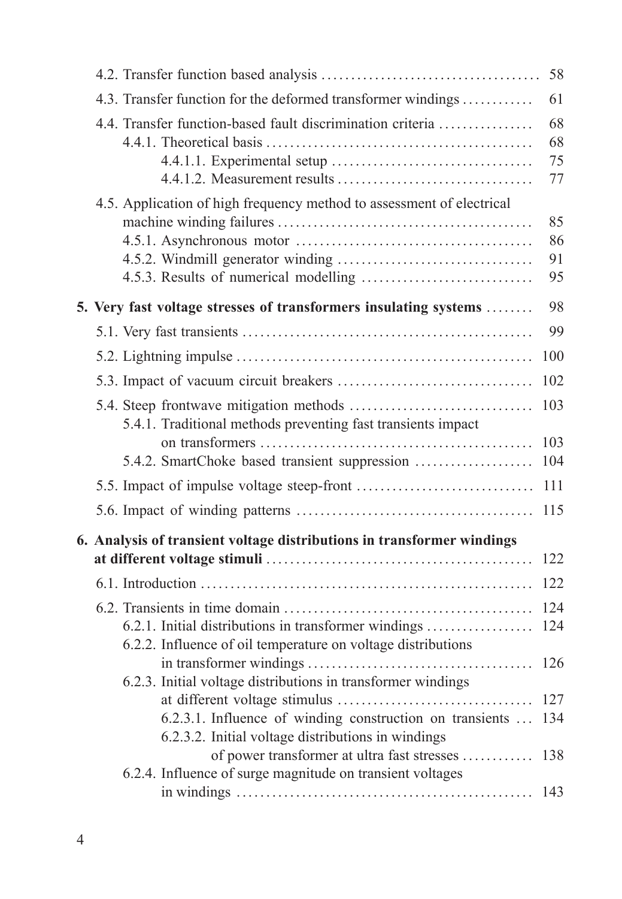4.2. Transfer function based analysis ..................................... 58

4.3. Transfer function for the deformed transformer windings ........... 61

4.4. Transfer function-based fault discrimination criteria ................ 68
- 4.4.1. Theoretical basis ............................................. 68
  - 4.4.1.1. Experimental setup .................................. 75
  - 4.4.1.2. Measurement results ................................. 77

4.5. Application of high frequency method to assessment of electrical machine winding failures ........................................... 85
- 4.5.1. Asynchronous motor ........................................ 86
- 4.5.2. Windmill generator winding ................................. 91
- 4.5.3. Results of numerical modelling ............................. 95

**5. Very fast voltage stresses of transformers insulating systems** ........ 98

5.1. Very fast transients ................................................. 99

5.2. Lightning impulse ................................................. 100

5.3. Impact of vacuum circuit breakers ................................ 102

5.4. Steep frontwave mitigation methods .............................. 103
- 5.4.1. Traditional methods preventing fast transients impact on transformers ............................................. 103
- 5.4.2. SmartChoke based transient suppression ................... 104

5.5. Impact of impulse voltage steep-front ............................. 111

5.6. Impact of winding patterns ....................................... 115

**6. Analysis of transient voltage distributions in transformer windings at different voltage stimuli** ............................................. 122

6.1. Introduction ....................................................... 122

6.2. Transients in time domain ......................................... 124
- 6.2.1. Initial distributions in transformer windings ................. 124
- 6.2.2. Influence of oil temperature on voltage distributions in transformer windings ..................................... 126
- 6.2.3. Initial voltage distributions in transformer windings at different voltage stimulus ................................ 127
  - 6.2.3.1. Influence of winding construction on transients ... 134
  - 6.2.3.2. Initial voltage distributions in windings of power transformer at ultra fast stresses ........... 138
- 6.2.4. Influence of surge magnitude on transient voltages in windings ................................................. 143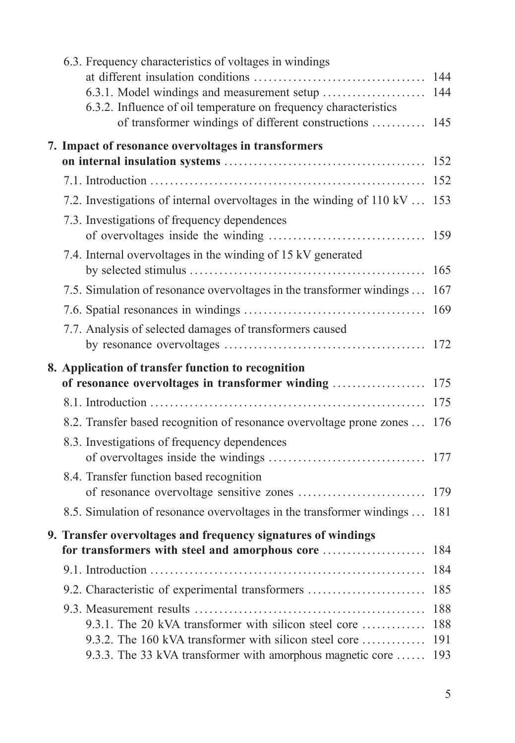- 6.3. Frequency characteristics of voltages in windings at different insulation conditions ..... 144
  - 6.3.1. Model windings and measurement setup ..... 144
  - 6.3.2. Influence of oil temperature on frequency characteristics of transformer windings of different constructions ..... 145

**7. Impact of resonance overvoltages in transformers on internal insulation systems ..... 152**

- 7.1. Introduction ..... 152
- 7.2. Investigations of internal overvoltages in the winding of 110 kV ..... 153
- 7.3. Investigations of frequency dependences of overvoltages inside the winding ..... 159
- 7.4. Internal overvoltages in the winding of 15 kV generated by selected stimulus ..... 165
- 7.5. Simulation of resonance overvoltages in the transformer windings ..... 167
- 7.6. Spatial resonances in windings ..... 169
- 7.7. Analysis of selected damages of transformers caused by resonance overvoltages ..... 172

**8. Application of transfer function to recognition of resonance overvoltages in transformer winding ..... 175**

- 8.1. Introduction ..... 175
- 8.2. Transfer based recognition of resonance overvoltage prone zones ..... 176
- 8.3. Investigations of frequency dependences of overvoltages inside the windings ..... 177
- 8.4. Transfer function based recognition of resonance overvoltage sensitive zones ..... 179
- 8.5. Simulation of resonance overvoltages in the transformer windings ..... 181

**9. Transfer overvoltages and frequency signatures of windings for transformers with steel and amorphous core ..... 184**

- 9.1. Introduction ..... 184
- 9.2. Characteristic of experimental transformers ..... 185
- 9.3. Measurement results ..... 188
  - 9.3.1. The 20 kVA transformer with silicon steel core ..... 188
  - 9.3.2. The 160 kVA transformer with silicon steel core ..... 191
  - 9.3.3. The 33 kVA transformer with amorphous magnetic core ..... 193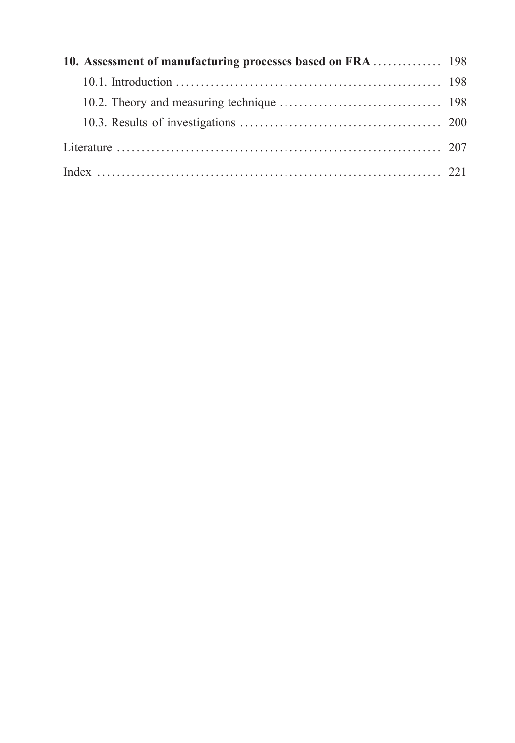**10. Assessment of manufacturing processes based on FRA** ............. 198

10.1. Introduction ............................................................ 198

10.2. Theory and measuring technique ................................. 198

10.3. Results of investigations .......................................... 200

Literature ...................................................................... 207

Index ............................................................................ 221